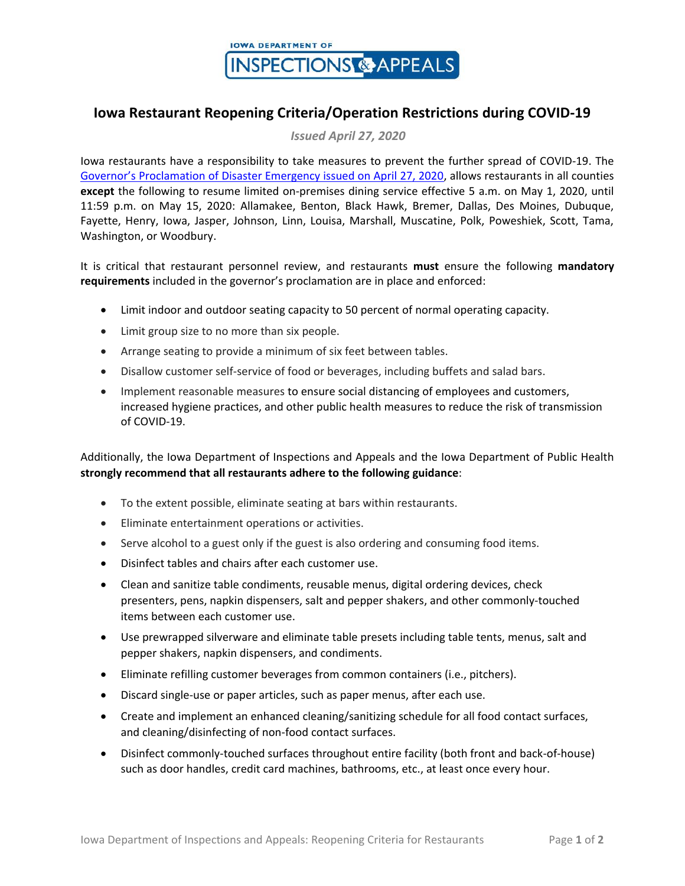IOWA DEPARTMENT OF INSPECTIONS & APPEALS

# Iowa Restaurant Reopening Criteria/Operation Restrictions during COVID-19

*Issued April 27, 2020*

Iowa restaurants have a responsibility to take measures to prevent the further spread of COVID-19. The Governor's Proclamation of Disaster Emergency issued on April 27, 2020, allows restaurants in all counties **except** the following to resume limited on-premises dining service effective 5 a.m. on May 1, 2020, until 11:59 p.m. on May 15, 2020: Allamakee, Benton, Black Hawk, Bremer, Dallas, Des Moines, Dubuque, Fayette, Henry, Iowa, Jasper, Johnson, Linn, Louisa, Marshall, Muscatine, Polk, Poweshiek, Scott, Tama, Washington, or Woodbury.

It is critical that restaurant personnel review, and restaurants **must** ensure the following **mandatory requirements** included in the governor's proclamation are in place and enforced:

- Limit indoor and outdoor seating capacity to 50 percent of normal operating capacity.
- Limit group size to no more than six people.
- Arrange seating to provide a minimum of six feet between tables.
- Disallow customer self-service of food or beverages, including buffets and salad bars.
- Implement reasonable measures to ensure social distancing of employees and customers, increased hygiene practices, and other public health measures to reduce the risk of transmission of COVID-19.

Additionally, the Iowa Department of Inspections and Appeals and the Iowa Department of Public Health **strongly recommend that all restaurants adhere to the following guidance**:

- To the extent possible, eliminate seating at bars within restaurants.
- Eliminate entertainment operations or activities.
- Serve alcohol to a guest only if the guest is also ordering and consuming food items.
- Disinfect tables and chairs after each customer use.
- Clean and sanitize table condiments, reusable menus, digital ordering devices, check presenters, pens, napkin dispensers, salt and pepper shakers, and other commonly-touched items between each customer use.
- Use prewrapped silverware and eliminate table presets including table tents, menus, salt and pepper shakers, napkin dispensers, and condiments.
- Eliminate refilling customer beverages from common containers (i.e., pitchers).
- Discard single-use or paper articles, such as paper menus, after each use.
- Create and implement an enhanced cleaning/sanitizing schedule for all food contact surfaces, and cleaning/disinfecting of non-food contact surfaces.
- Disinfect commonly-touched surfaces throughout entire facility (both front and back-of-house) such as door handles, credit card machines, bathrooms, etc., at least once every hour.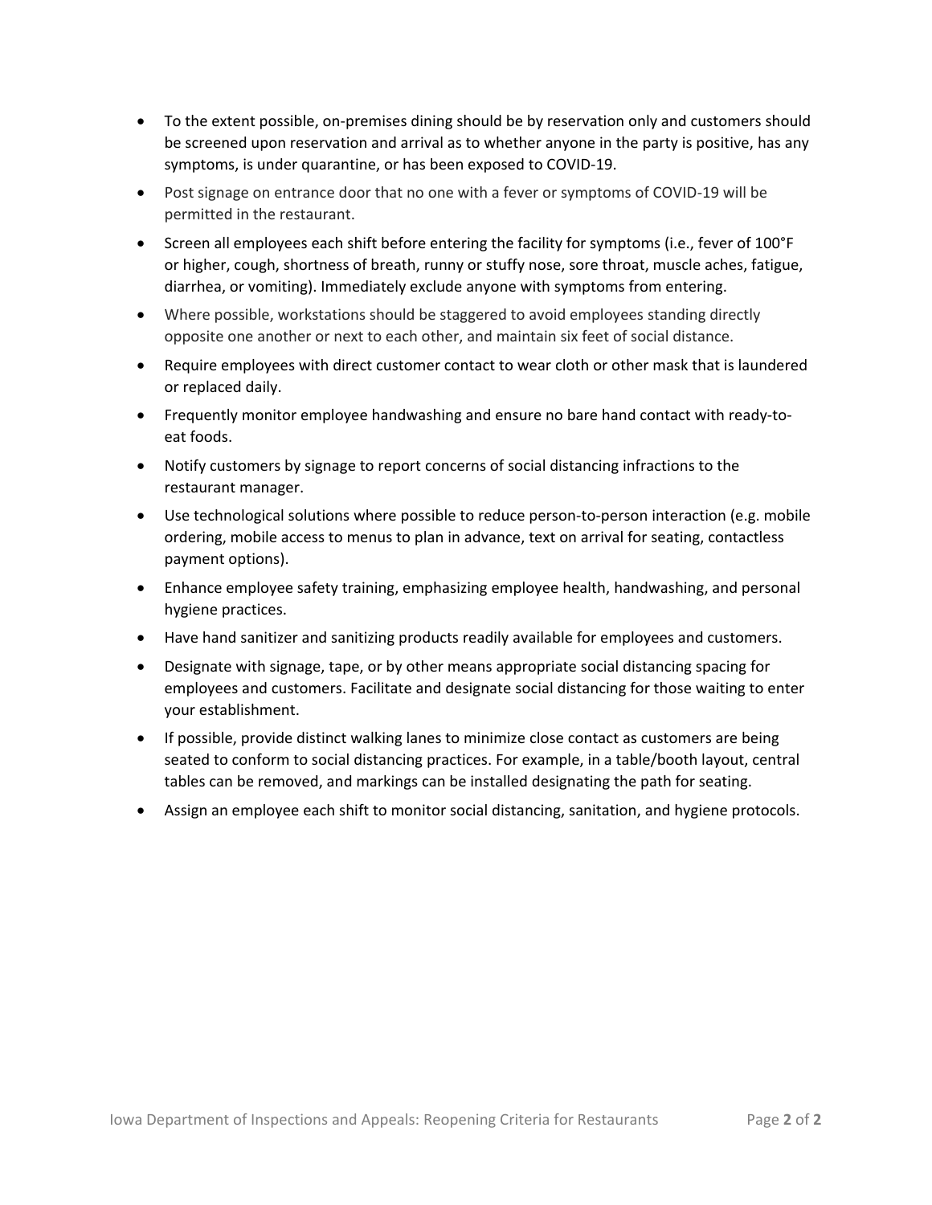- To the extent possible, on-premises dining should be by reservation only and customers should be screened upon reservation and arrival as to whether anyone in the party is positive, has any symptoms, is under quarantine, or has been exposed to COVID-19.
- Post signage on entrance door that no one with a fever or symptoms of COVID-19 will be permitted in the restaurant.
- Screen all employees each shift before entering the facility for symptoms (i.e., fever of 100°F or higher, cough, shortness of breath, runny or stuffy nose, sore throat, muscle aches, fatigue, diarrhea, or vomiting). Immediately exclude anyone with symptoms from entering.
- Where possible, workstations should be staggered to avoid employees standing directly opposite one another or next to each other, and maintain six feet of social distance.
- Require employees with direct customer contact to wear cloth or other mask that is laundered or replaced daily.
- Frequently monitor employee handwashing and ensure no bare hand contact with ready-to-eat foods.
- Notify customers by signage to report concerns of social distancing infractions to the restaurant manager.
- Use technological solutions where possible to reduce person-to-person interaction (e.g. mobile ordering, mobile access to menus to plan in advance, text on arrival for seating, contactless payment options).
- Enhance employee safety training, emphasizing employee health, handwashing, and personal hygiene practices.
- Have hand sanitizer and sanitizing products readily available for employees and customers.
- Designate with signage, tape, or by other means appropriate social distancing spacing for employees and customers. Facilitate and designate social distancing for those waiting to enter your establishment.
- If possible, provide distinct walking lanes to minimize close contact as customers are being seated to conform to social distancing practices. For example, in a table/booth layout, central tables can be removed, and markings can be installed designating the path for seating.
- Assign an employee each shift to monitor social distancing, sanitation, and hygiene protocols.